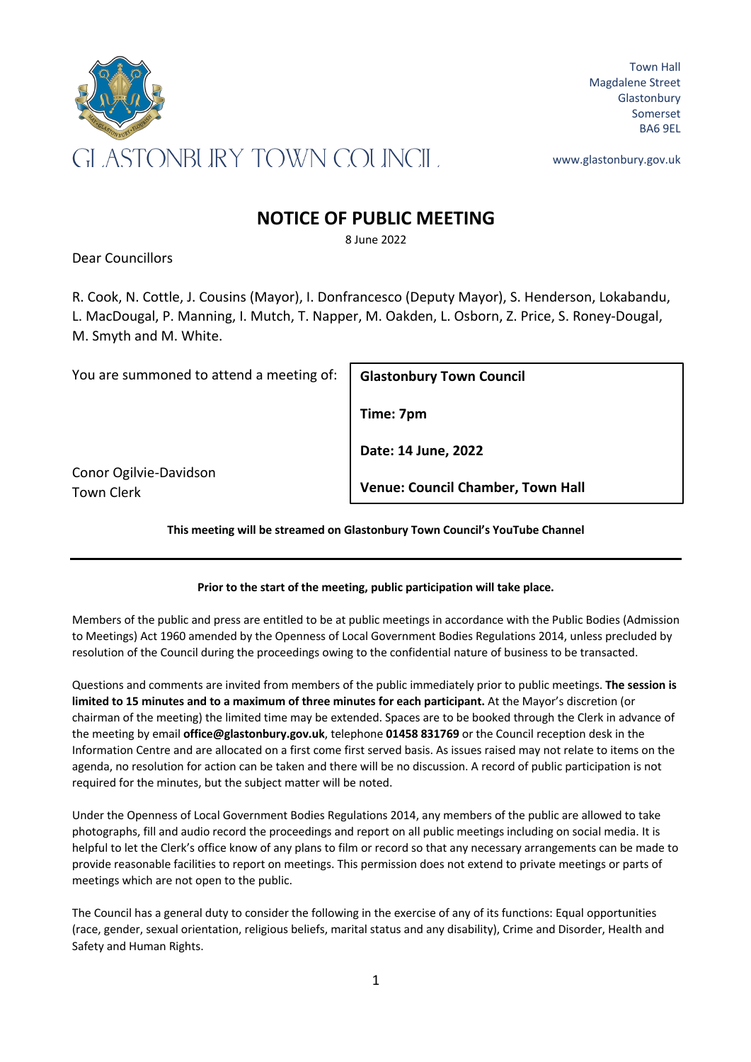Town Hall
Magdalene Street
Glastonbury
Somerset
BA6 9EL

GLASTONBURY TOWN COUNCIL

www.glastonbury.gov.uk

# NOTICE OF PUBLIC MEETING

8 June 2022

Dear Councillors

R. Cook, N. Cottle, J. Cousins (Mayor), I. Donfrancesco (Deputy Mayor), S. Henderson, Lokabandu, L. MacDougal, P. Manning, I. Mutch, T. Napper, M. Oakden, L. Osborn, Z. Price, S. Roney-Dougal, M. Smyth and M. White.

You are summoned to attend a meeting of:

**Glastonbury Town Council**

**Time: 7pm**

**Date: 14 June, 2022**

**Venue: Council Chamber, Town Hall**

Conor Ogilvie-Davidson
Town Clerk

**This meeting will be streamed on Glastonbury Town Council's YouTube Channel**

---

**Prior to the start of the meeting, public participation will take place.**

Members of the public and press are entitled to be at public meetings in accordance with the Public Bodies (Admission to Meetings) Act 1960 amended by the Openness of Local Government Bodies Regulations 2014, unless precluded by resolution of the Council during the proceedings owing to the confidential nature of business to be transacted.

Questions and comments are invited from members of the public immediately prior to public meetings. **The session is limited to 15 minutes and to a maximum of three minutes for each participant.** At the Mayor's discretion (or chairman of the meeting) the limited time may be extended. Spaces are to be booked through the Clerk in advance of the meeting by email **office@glastonbury.gov.uk**, telephone **01458 831769** or the Council reception desk in the Information Centre and are allocated on a first come first served basis. As issues raised may not relate to items on the agenda, no resolution for action can be taken and there will be no discussion. A record of public participation is not required for the minutes, but the subject matter will be noted.

Under the Openness of Local Government Bodies Regulations 2014, any members of the public are allowed to take photographs, fill and audio record the proceedings and report on all public meetings including on social media. It is helpful to let the Clerk's office know of any plans to film or record so that any necessary arrangements can be made to provide reasonable facilities to report on meetings. This permission does not extend to private meetings or parts of meetings which are not open to the public.

The Council has a general duty to consider the following in the exercise of any of its functions: Equal opportunities (race, gender, sexual orientation, religious beliefs, marital status and any disability), Crime and Disorder, Health and Safety and Human Rights.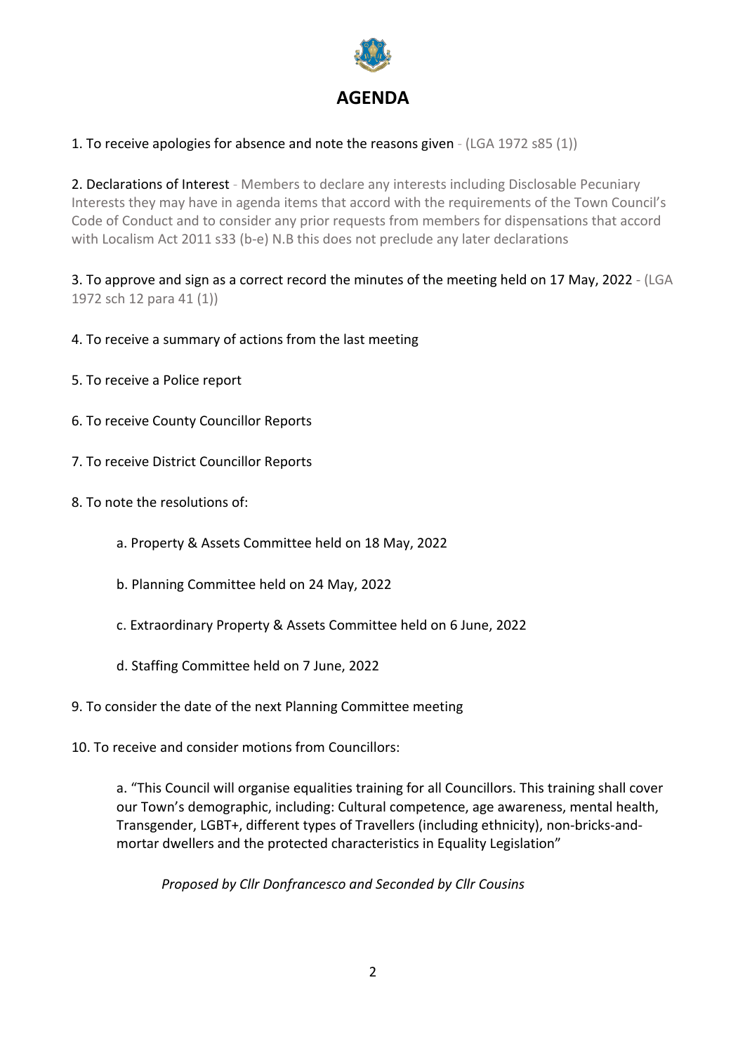# AGENDA

1. To receive apologies for absence and note the reasons given - (LGA 1972 s85 (1))

2. Declarations of Interest - Members to declare any interests including Disclosable Pecuniary Interests they may have in agenda items that accord with the requirements of the Town Council's Code of Conduct and to consider any prior requests from members for dispensations that accord with Localism Act 2011 s33 (b-e) N.B this does not preclude any later declarations

3. To approve and sign as a correct record the minutes of the meeting held on 17 May, 2022 - (LGA 1972 sch 12 para 41 (1))

4. To receive a summary of actions from the last meeting

5. To receive a Police report

6. To receive County Councillor Reports

7. To receive District Councillor Reports

8. To note the resolutions of:

   a. Property & Assets Committee held on 18 May, 2022

   b. Planning Committee held on 24 May, 2022

   c. Extraordinary Property & Assets Committee held on 6 June, 2022

   d. Staffing Committee held on 7 June, 2022

9. To consider the date of the next Planning Committee meeting

10. To receive and consider motions from Councillors:

   a. "This Council will organise equalities training for all Councillors. This training shall cover our Town's demographic, including: Cultural competence, age awareness, mental health, Transgender, LGBT+, different types of Travellers (including ethnicity), non-bricks-and-mortar dwellers and the protected characteristics in Equality Legislation"

   *Proposed by Cllr Donfrancesco and Seconded by Cllr Cousins*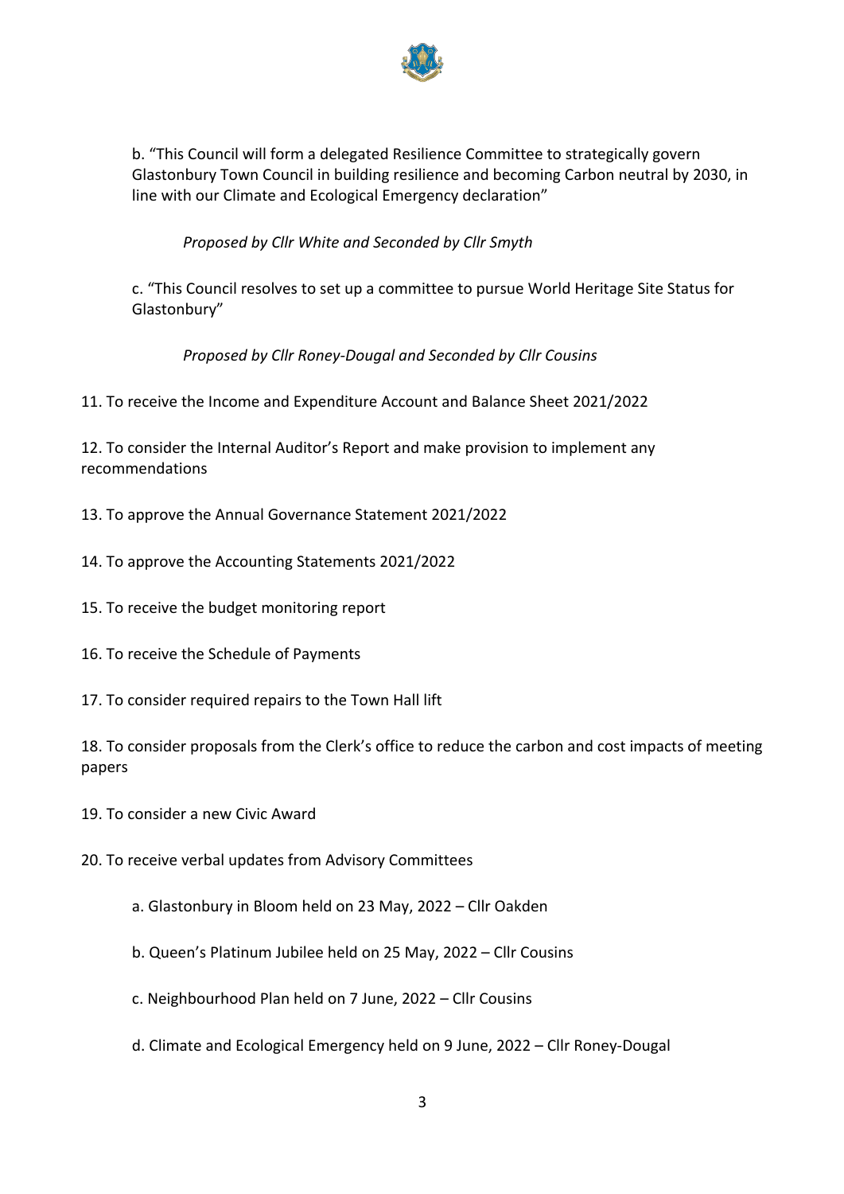b. "This Council will form a delegated Resilience Committee to strategically govern Glastonbury Town Council in building resilience and becoming Carbon neutral by 2030, in line with our Climate and Ecological Emergency declaration"

*Proposed by Cllr White and Seconded by Cllr Smyth*

c. "This Council resolves to set up a committee to pursue World Heritage Site Status for Glastonbury"

*Proposed by Cllr Roney-Dougal and Seconded by Cllr Cousins*

11. To receive the Income and Expenditure Account and Balance Sheet 2021/2022

12. To consider the Internal Auditor's Report and make provision to implement any recommendations

13. To approve the Annual Governance Statement 2021/2022

14. To approve the Accounting Statements 2021/2022

15. To receive the budget monitoring report

16. To receive the Schedule of Payments

17. To consider required repairs to the Town Hall lift

18. To consider proposals from the Clerk's office to reduce the carbon and cost impacts of meeting papers

19. To consider a new Civic Award

20. To receive verbal updates from Advisory Committees

a. Glastonbury in Bloom held on 23 May, 2022 – Cllr Oakden

b. Queen's Platinum Jubilee held on 25 May, 2022 – Cllr Cousins

c. Neighbourhood Plan held on 7 June, 2022 – Cllr Cousins

d. Climate and Ecological Emergency held on 9 June, 2022 – Cllr Roney-Dougal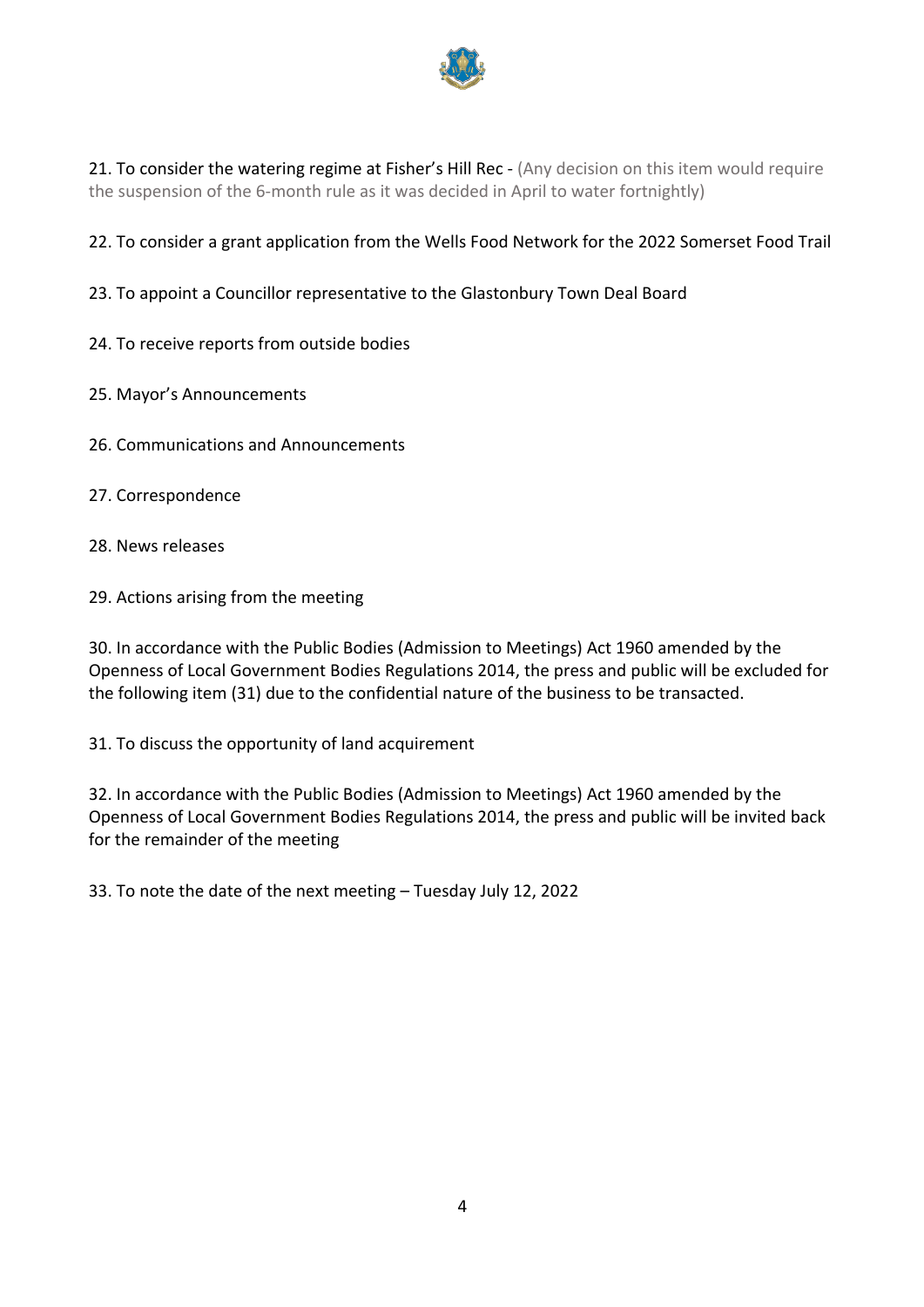21. To consider the watering regime at Fisher's Hill Rec - (Any decision on this item would require the suspension of the 6-month rule as it was decided in April to water fortnightly)

22. To consider a grant application from the Wells Food Network for the 2022 Somerset Food Trail

23. To appoint a Councillor representative to the Glastonbury Town Deal Board

24. To receive reports from outside bodies

25. Mayor's Announcements

26. Communications and Announcements

27. Correspondence

28. News releases

29. Actions arising from the meeting

30. In accordance with the Public Bodies (Admission to Meetings) Act 1960 amended by the Openness of Local Government Bodies Regulations 2014, the press and public will be excluded for the following item (31) due to the confidential nature of the business to be transacted.

31. To discuss the opportunity of land acquirement

32. In accordance with the Public Bodies (Admission to Meetings) Act 1960 amended by the Openness of Local Government Bodies Regulations 2014, the press and public will be invited back for the remainder of the meeting

33. To note the date of the next meeting – Tuesday July 12, 2022